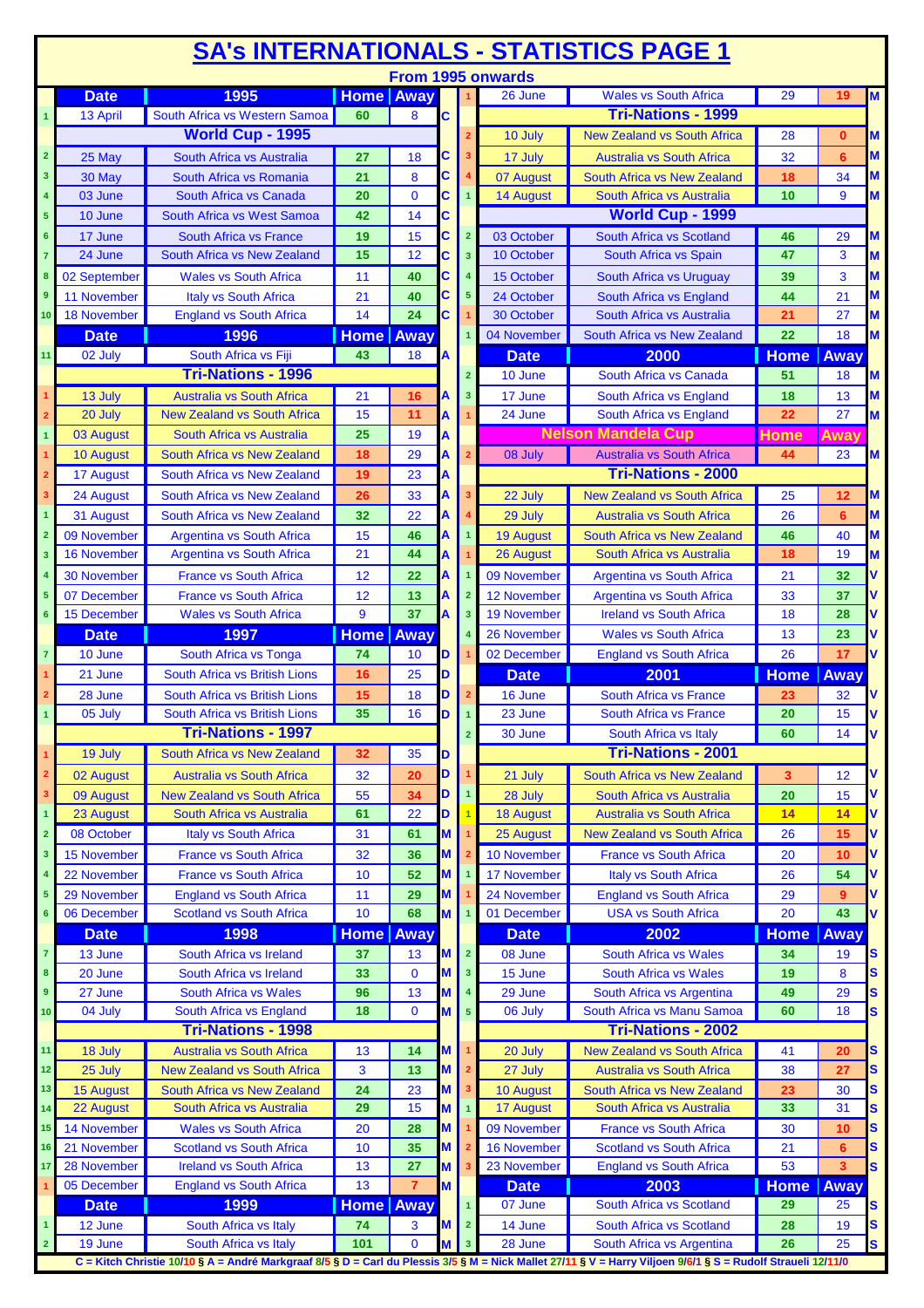# SA's INTERNATIONALS - STATISTICS PAGE 1

**From 1995 onwards**

| | Date | 1995 | Home | Away | |
|---|---|---|---|---|---|
| 1 | 13 April | South Africa vs Western Samoa | 60 | 8 | C |
| | | **World Cup - 1995** | | | |
| 2 | 25 May | South Africa vs Australia | 27 | 18 | C |
| 3 | 30 May | South Africa vs Romania | 21 | 8 | C |
| 4 | 03 June | South Africa vs Canada | 20 | 0 | C |
| 5 | 10 June | South Africa vs West Samoa | 42 | 14 | C |
| 6 | 17 June | South Africa vs France | 19 | 15 | C |
| 7 | 24 June | South Africa vs New Zealand | 15 | 12 | C |
| 8 | 02 September | Wales vs South Africa | 11 | 40 | C |
| 9 | 11 November | Italy vs South Africa | 21 | 40 | C |
| 10 | 18 November | England vs South Africa | 14 | 24 | C |
| | **Date** | **1996** | **Home** | **Away** | |
| 11 | 02 July | South Africa vs Fiji | 43 | 18 | A |
| | | **Tri-Nations - 1996** | | | |
| 1 | 13 July | Australia vs South Africa | 21 | 16 | A |
| 2 | 20 July | New Zealand vs South Africa | 15 | 11 | A |
| 1 | 03 August | South Africa vs Australia | 25 | 19 | A |
| 1 | 10 August | South Africa vs New Zealand | 18 | 29 | A |
| 2 | 17 August | South Africa vs New Zealand | 19 | 23 | A |
| 3 | 24 August | South Africa vs New Zealand | 26 | 33 | A |
| 1 | 31 August | South Africa vs New Zealand | 32 | 22 | A |
| 2 | 09 November | Argentina vs South Africa | 15 | 46 | A |
| 3 | 16 November | Argentina vs South Africa | 21 | 44 | A |
| 4 | 30 November | France vs South Africa | 12 | 22 | A |
| 5 | 07 December | France vs South Africa | 12 | 13 | A |
| 6 | 15 December | Wales vs South Africa | 9 | 37 | A |
| | **Date** | **1997** | **Home** | **Away** | |
| 7 | 10 June | South Africa vs Tonga | 74 | 10 | D |
| 1 | 21 June | South Africa vs British Lions | 16 | 25 | D |
| 2 | 28 June | South Africa vs British Lions | 15 | 18 | D |
| 1 | 05 July | South Africa vs British Lions | 35 | 16 | D |
| | | **Tri-Nations - 1997** | | | |
| 1 | 19 July | South Africa vs New Zealand | 32 | 35 | D |
| 2 | 02 August | Australia vs South Africa | 32 | 20 | D |
| 3 | 09 August | New Zealand vs South Africa | 55 | 34 | D |
| 1 | 23 August | South Africa vs Australia | 61 | 22 | D |
| 2 | 08 October | Italy vs South Africa | 31 | 61 | M |
| 3 | 15 November | France vs South Africa | 32 | 36 | M |
| 4 | 22 November | France vs South Africa | 10 | 52 | M |
| 5 | 29 November | England vs South Africa | 11 | 29 | M |
| 6 | 06 December | Scotland vs South Africa | 10 | 68 | M |
| | **Date** | **1998** | **Home** | **Away** | |
| 7 | 13 June | South Africa vs Ireland | 37 | 13 | M |
| 8 | 20 June | South Africa vs Ireland | 33 | 0 | M |
| 9 | 27 June | South Africa vs Wales | 96 | 13 | M |
| 10 | 04 July | South Africa vs England | 18 | 0 | M |
| | | **Tri-Nations - 1998** | | | |
| 11 | 18 July | Australia vs South Africa | 13 | 14 | M |
| 12 | 25 July | New Zealand vs South Africa | 3 | 13 | M |
| 13 | 15 August | South Africa vs New Zealand | 24 | 23 | M |
| 14 | 22 August | South Africa vs Australia | 29 | 15 | M |
| 15 | 14 November | Wales vs South Africa | 20 | 28 | M |
| 16 | 21 November | Scotland vs South Africa | 10 | 35 | M |
| 17 | 28 November | Ireland vs South Africa | 13 | 27 | M |
| 1 | 05 December | England vs South Africa | 13 | 7 | M |
| | **Date** | **1999** | **Home** | **Away** | |
| 1 | 12 June | South Africa vs Italy | 74 | 3 | M |
| 2 | 19 June | South Africa vs Italy | 101 | 0 | M |
| 1 | 26 June | Wales vs South Africa | 29 | 19 | M |
| | | **Tri-Nations - 1999** | | | |
| 2 | 10 July | New Zealand vs South Africa | 28 | 0 | M |
| 3 | 17 July | Australia vs South Africa | 32 | 6 | M |
| 4 | 07 August | South Africa vs New Zealand | 18 | 34 | M |
| 1 | 14 August | South Africa vs Australia | 10 | 9 | M |
| | | **World Cup - 1999** | | | |
| 2 | 03 October | South Africa vs Scotland | 46 | 29 | M |
| 3 | 10 October | South Africa vs Spain | 47 | 3 | M |
| 4 | 15 October | South Africa vs Uruguay | 39 | 3 | M |
| 5 | 24 October | South Africa vs England | 44 | 21 | M |
| 1 | 30 October | South Africa vs Australia | 21 | 27 | M |
| 1 | 04 November | South Africa vs New Zealand | 22 | 18 | M |
| | **Date** | **2000** | **Home** | **Away** | |
| 2 | 10 June | South Africa vs Canada | 51 | 18 | M |
| 3 | 17 June | South Africa vs England | 18 | 13 | M |
| 1 | 24 June | South Africa vs England | 22 | 27 | M |
| | | **Nelson Mandela Cup** | **Home** | **Away** | |
| 2 | 08 July | Australia vs South Africa | 44 | 23 | M |
| | | **Tri-Nations - 2000** | | | |
| 3 | 22 July | New Zealand vs South Africa | 25 | 12 | M |
| 4 | 29 July | Australia vs South Africa | 26 | 6 | M |
| 1 | 19 August | South Africa vs New Zealand | 46 | 40 | M |
| 1 | 26 August | South Africa vs Australia | 18 | 19 | M |
| 1 | 09 November | Argentina vs South Africa | 21 | 32 | V |
| 2 | 12 November | Argentina vs South Africa | 33 | 37 | V |
| 3 | 19 November | Ireland vs South Africa | 18 | 28 | V |
| 4 | 26 November | Wales vs South Africa | 13 | 23 | V |
| 1 | 02 December | England vs South Africa | 26 | 17 | V |
| | **Date** | **2001** | **Home** | **Away** | |
| 2 | 16 June | South Africa vs France | 23 | 32 | V |
| 1 | 23 June | South Africa vs France | 20 | 15 | V |
| 2 | 30 June | South Africa vs Italy | 60 | 14 | V |
| | | **Tri-Nations - 2001** | | | |
| 1 | 21 July | South Africa vs New Zealand | 3 | 12 | V |
| 1 | 28 July | South Africa vs Australia | 20 | 15 | V |
| 1 | 18 August | Australia vs South Africa | 14 | 14 | V |
| 1 | 25 August | New Zealand vs South Africa | 26 | 15 | V |
| 2 | 10 November | France vs South Africa | 20 | 10 | V |
| 1 | 17 November | Italy vs South Africa | 26 | 54 | V |
| 1 | 24 November | England vs South Africa | 29 | 9 | V |
| 1 | 01 December | USA vs South Africa | 20 | 43 | V |
| | **Date** | **2002** | **Home** | **Away** | |
| 2 | 08 June | South Africa vs Wales | 34 | 19 | S |
| 3 | 15 June | South Africa vs Wales | 19 | 8 | S |
| 4 | 29 June | South Africa vs Argentina | 49 | 29 | S |
| 5 | 06 July | South Africa vs Manu Samoa | 60 | 18 | S |
| | | **Tri-Nations - 2002** | | | |
| 1 | 20 July | New Zealand vs South Africa | 41 | 20 | S |
| 2 | 27 July | Australia vs South Africa | 38 | 27 | S |
| 3 | 10 August | South Africa vs New Zealand | 23 | 30 | S |
| 1 | 17 August | South Africa vs Australia | 33 | 31 | S |
| 1 | 09 November | France vs South Africa | 30 | 10 | S |
| 2 | 16 November | Scotland vs South Africa | 21 | 6 | S |
| 3 | 23 November | England vs South Africa | 53 | 3 | S |
| | **Date** | **2003** | **Home** | **Away** | |
| 1 | 07 June | South Africa vs Scotland | 29 | 25 | S |
| 2 | 14 June | South Africa vs Scotland | 28 | 19 | S |
| 3 | 28 June | South Africa vs Argentina | 26 | 25 | S |

C = Kitch Christie 10/10 § A = André Markgraaf 8/5 § D = Carl du Plessis 3/5 § M = Nick Mallet 27/11 § V = Harry Viljoen 9/6/1 § S = Rudolf Straueli 12/11/0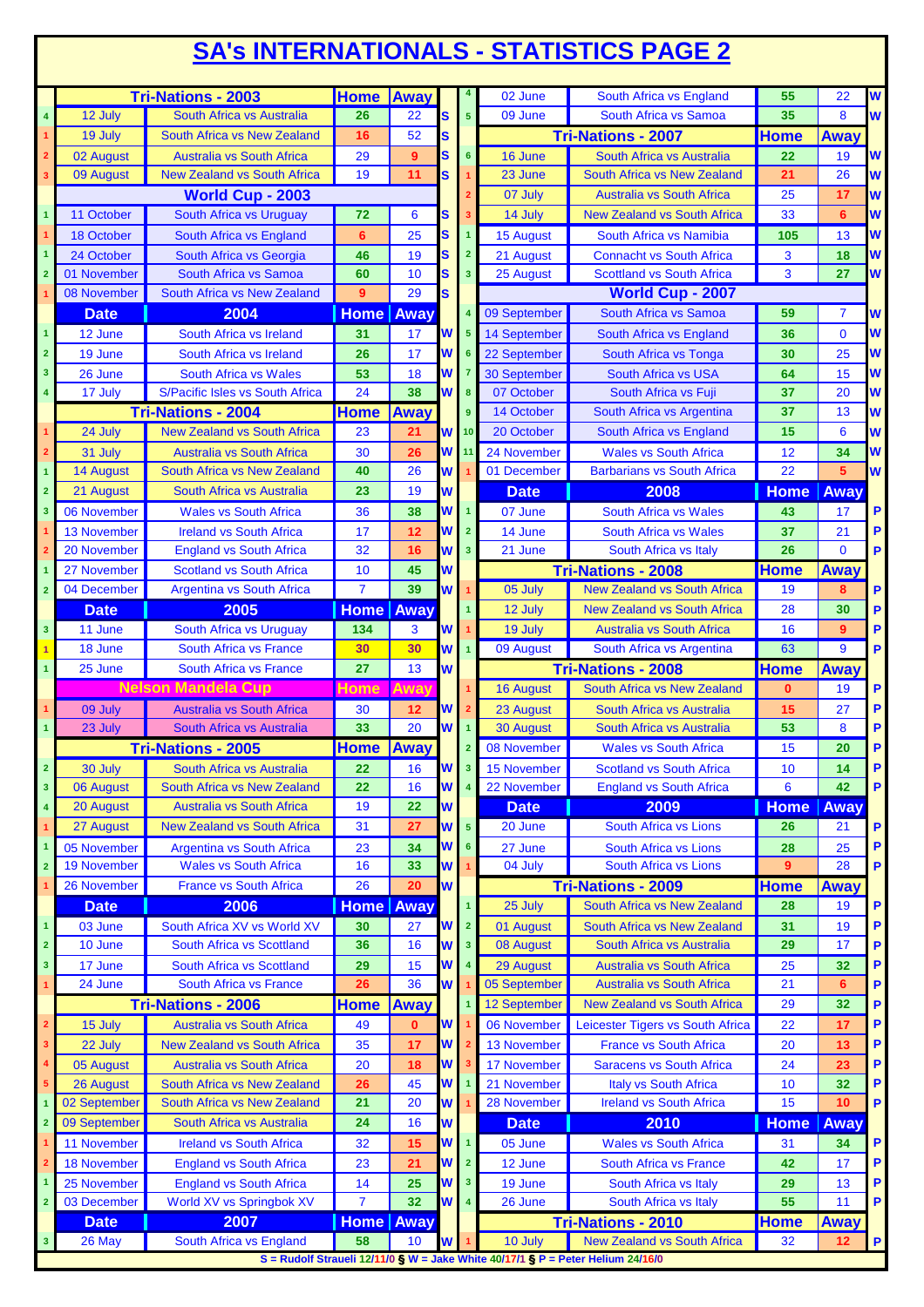# SA's INTERNATIONALS - STATISTICS PAGE 2

| # | Date | Match | Home | Away | Coach |
|---|---|---|---|---|---|
| | **Tri-Nations - 2003** | | **Home** | **Away** | |
| 4 | 12 July | South Africa vs Australia | 26 | 22 | S |
| 1 | 19 July | South Africa vs New Zealand | 16 | 52 | S |
| 2 | 02 August | Australia vs South Africa | 29 | 9 | S |
| 3 | 09 August | New Zealand vs South Africa | 19 | 11 | S |
| | **World Cup - 2003** | | | | |
| 1 | 11 October | South Africa vs Uruguay | 72 | 6 | S |
| 1 | 18 October | South Africa vs England | 6 | 25 | S |
| 1 | 24 October | South Africa vs Georgia | 46 | 19 | S |
| 2 | 01 November | South Africa vs Samoa | 60 | 10 | S |
| 1 | 08 November | South Africa vs New Zealand | 9 | 29 | S |
| | **Date** | **2004** | **Home** | **Away** | |
| 1 | 12 June | South Africa vs Ireland | 31 | 17 | W |
| 2 | 19 June | South Africa vs Ireland | 26 | 17 | W |
| 3 | 26 June | South Africa vs Wales | 53 | 18 | W |
| 4 | 17 July | S/Pacific Isles vs South Africa | 24 | 38 | W |
| | **Tri-Nations - 2004** | | **Home** | **Away** | |
| 1 | 24 July | New Zealand vs South Africa | 23 | 21 | W |
| 2 | 31 July | Australia vs South Africa | 30 | 26 | W |
| 1 | 14 August | South Africa vs New Zealand | 40 | 26 | W |
| 2 | 21 August | South Africa vs Australia | 23 | 19 | W |
| 3 | 06 November | Wales vs South Africa | 36 | 38 | W |
| 1 | 13 November | Ireland vs South Africa | 17 | 12 | W |
| 2 | 20 November | England vs South Africa | 32 | 16 | W |
| 1 | 27 November | Scotland vs South Africa | 10 | 45 | W |
| 2 | 04 December | Argentina vs South Africa | 7 | 39 | W |
| | **Date** | **2005** | **Home** | **Away** | |
| 3 | 11 June | South Africa vs Uruguay | 134 | 3 | W |
| 1 | 18 June | South Africa vs France | 30 | 30 | W |
| 1 | 25 June | South Africa vs France | 27 | 13 | W |
| | **Nelson Mandela Cup** | | **Home** | **Away** | |
| 1 | 09 July | Australia vs South Africa | 30 | 12 | W |
| 1 | 23 July | South Africa vs Australia | 33 | 20 | W |
| | **Tri-Nations - 2005** | | **Home** | **Away** | |
| 2 | 30 July | South Africa vs Australia | 22 | 16 | W |
| 3 | 06 August | South Africa vs New Zealand | 22 | 16 | W |
| 4 | 20 August | Australia vs South Africa | 19 | 22 | W |
| 1 | 27 August | New Zealand vs South Africa | 31 | 27 | W |
| 1 | 05 November | Argentina vs South Africa | 23 | 34 | W |
| 2 | 19 November | Wales vs South Africa | 16 | 33 | W |
| 1 | 26 November | France vs South Africa | 26 | 20 | W |
| | **Date** | **2006** | **Home** | **Away** | |
| 1 | 03 June | South Africa XV vs World XV | 30 | 27 | W |
| 2 | 10 June | South Africa vs Scotland | 36 | 16 | W |
| 3 | 17 June | South Africa vs Scotland | 29 | 15 | W |
| 1 | 24 June | South Africa vs France | 26 | 36 | W |
| | **Tri-Nations - 2006** | | **Home** | **Away** | |
| 2 | 15 July | Australia vs South Africa | 49 | 0 | W |
| 3 | 22 July | New Zealand vs South Africa | 35 | 17 | W |
| 4 | 05 August | Australia vs South Africa | 20 | 18 | W |
| 5 | 26 August | South Africa vs New Zealand | 26 | 45 | W |
| 1 | 02 September | South Africa vs New Zealand | 21 | 20 | W |
| 2 | 09 September | South Africa vs Australia | 24 | 16 | W |
| 1 | 11 November | Ireland vs South Africa | 32 | 15 | W |
| 2 | 18 November | England vs South Africa | 23 | 21 | W |
| 1 | 25 November | England vs South Africa | 14 | 25 | W |
| 2 | 03 December | World XV vs Springbok XV | 7 | 32 | W |
| | **Date** | **2007** | **Home** | **Away** | |
| 3 | 26 May | South Africa vs England | 58 | 10 | W |
| 4 | 02 June | South Africa vs England | 55 | 22 | W |
| 5 | 09 June | South Africa vs Samoa | 35 | 8 | W |
| | **Tri-Nations - 2007** | | **Home** | **Away** | |
| 6 | 16 June | South Africa vs Australia | 22 | 19 | W |
| 1 | 23 June | South Africa vs New Zealand | 21 | 26 | W |
| 2 | 07 July | Australia vs South Africa | 25 | 17 | W |
| 3 | 14 July | New Zealand vs South Africa | 33 | 6 | W |
| 1 | 15 August | South Africa vs Namibia | 105 | 13 | W |
| 2 | 21 August | Connacht vs South Africa | 3 | 18 | W |
| 3 | 25 August | Scotland vs South Africa | 3 | 27 | W |
| | **World Cup - 2007** | | | | |
| 4 | 09 September | South Africa vs Samoa | 59 | 7 | W |
| 5 | 14 September | South Africa vs England | 36 | 0 | W |
| 6 | 22 September | South Africa vs Tonga | 30 | 25 | W |
| 7 | 30 September | South Africa vs USA | 64 | 15 | W |
| 8 | 07 October | South Africa vs Fuji | 37 | 20 | W |
| 9 | 14 October | South Africa vs Argentina | 37 | 13 | W |
| 10 | 20 October | South Africa vs England | 15 | 6 | W |
| 11 | 24 November | Wales vs South Africa | 12 | 34 | W |
| 1 | 01 December | Barbarians vs South Africa | 22 | 5 | W |
| | **Date** | **2008** | **Home** | **Away** | |
| 1 | 07 June | South Africa vs Wales | 43 | 17 | P |
| 2 | 14 June | South Africa vs Wales | 37 | 21 | P |
| 3 | 21 June | South Africa vs Italy | 26 | 0 | P |
| | **Tri-Nations - 2008** | | **Home** | **Away** | |
| 1 | 05 July | New Zealand vs South Africa | 19 | 8 | P |
| 1 | 12 July | New Zealand vs South Africa | 28 | 30 | P |
| 1 | 19 July | Australia vs South Africa | 16 | 9 | P |
| 1 | 09 August | South Africa vs Argentina | 63 | 9 | P |
| | **Tri-Nations - 2008** | | **Home** | **Away** | |
| 1 | 16 August | South Africa vs New Zealand | 0 | 19 | P |
| 2 | 23 August | South Africa vs Australia | 15 | 27 | P |
| 1 | 30 August | South Africa vs Australia | 53 | 8 | P |
| 2 | 08 November | Wales vs South Africa | 15 | 20 | P |
| 3 | 15 November | Scotland vs South Africa | 10 | 14 | P |
| 4 | 22 November | England vs South Africa | 6 | 42 | P |
| | **Date** | **2009** | **Home** | **Away** | |
| 5 | 20 June | South Africa vs Lions | 26 | 21 | P |
| 6 | 27 June | South Africa vs Lions | 28 | 25 | P |
| 1 | 04 July | South Africa vs Lions | 9 | 28 | P |
| | **Tri-Nations - 2009** | | **Home** | **Away** | |
| 1 | 25 July | South Africa vs New Zealand | 28 | 19 | P |
| 2 | 01 August | South Africa vs New Zealand | 31 | 19 | P |
| 3 | 08 August | South Africa vs Australia | 29 | 17 | P |
| 4 | 29 August | Australia vs South Africa | 25 | 32 | P |
| 1 | 05 September | Australia vs South Africa | 21 | 6 | P |
| 1 | 12 September | New Zealand vs South Africa | 29 | 32 | P |
| 1 | 06 November | Leicester Tigers vs South Africa | 22 | 17 | P |
| 2 | 13 November | France vs South Africa | 20 | 13 | P |
| 3 | 17 November | Saracens vs South Africa | 24 | 23 | P |
| 1 | 21 November | Italy vs South Africa | 10 | 32 | P |
| 1 | 28 November | Ireland vs South Africa | 15 | 10 | P |
| | **Date** | **2010** | **Home** | **Away** | |
| 1 | 05 June | Wales vs South Africa | 31 | 34 | P |
| 2 | 12 June | South Africa vs France | 42 | 17 | P |
| 3 | 19 June | South Africa vs Italy | 29 | 13 | P |
| 4 | 26 June | South Africa vs Italy | 55 | 11 | P |
| | **Tri-Nations - 2010** | | **Home** | **Away** | |
| 1 | 10 July | New Zealand vs South Africa | 32 | 12 | P |

S = Rudolf Straueli 12/11/0 § W = Jake White 40/17/1 § P = Peter Helium 24/16/0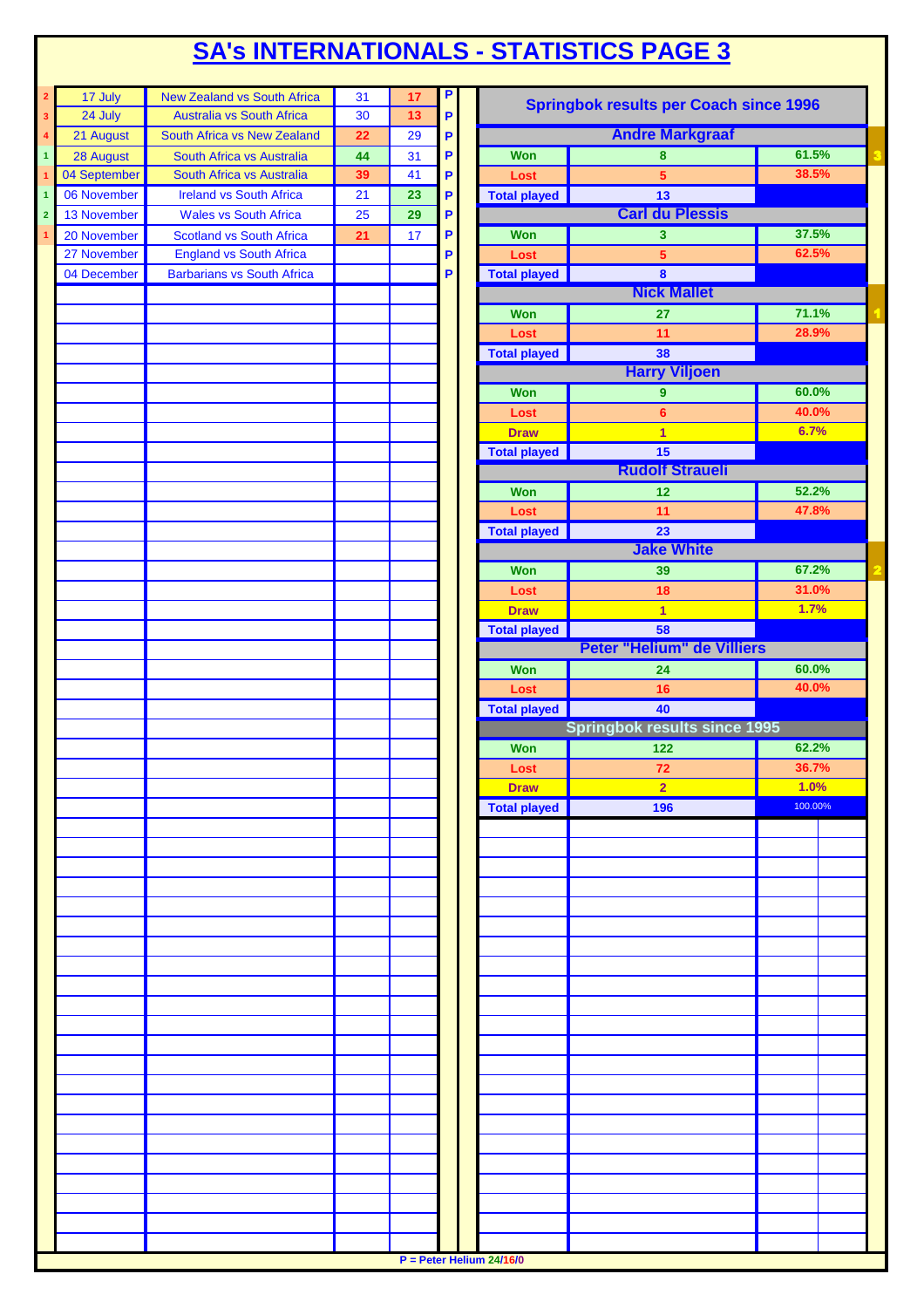# SA's INTERNATIONALS - STATISTICS PAGE 3

| | Date | Match | | | |
|---|---|---|---|---|---|
| 2 | 17 July | New Zealand vs South Africa | 31 | 17 | P |
| 3 | 24 July | Australia vs South Africa | 30 | 13 | P |
| 4 | 21 August | South Africa vs New Zealand | 22 | 29 | P |
| 1 | 28 August | South Africa vs Australia | 44 | 31 | P |
| 1 | 04 September | South Africa vs Australia | 39 | 41 | P |
| 1 | 06 November | Ireland vs South Africa | 21 | 23 | P |
| 2 | 13 November | Wales vs South Africa | 25 | 29 | P |
| 1 | 20 November | Scotland vs South Africa | 21 | 17 | P |
| | 27 November | England vs South Africa | | | P |
| | 04 December | Barbarians vs South Africa | | | P |

## Springbok results per Coach since 1996

| | | | |
|---|---|---|---|
| **Andre Markgraaf** | | | |
| Won | 8 | 61.5% | 3 |
| Lost | 5 | 38.5% | |
| Total played | 13 | | |
| **Carl du Plessis** | | | |
| Won | 3 | 37.5% | |
| Lost | 5 | 62.5% | |
| Total played | 8 | | |
| **Nick Mallet** | | | |
| Won | 27 | 71.1% | 1 |
| Lost | 11 | 28.9% | |
| Total played | 38 | | |
| **Harry Viljoen** | | | |
| Won | 9 | 60.0% | |
| Lost | 6 | 40.0% | |
| Draw | 1 | 6.7% | |
| Total played | 15 | | |
| **Rudolf Straeuli** | | | |
| Won | 12 | 52.2% | |
| Lost | 11 | 47.8% | |
| Total played | 23 | | |
| **Jake White** | | | |
| Won | 39 | 67.2% | 2 |
| Lost | 18 | 31.0% | |
| Draw | 1 | 1.7% | |
| Total played | 58 | | |
| **Peter "Helium" de Villiers** | | | |
| Won | 24 | 60.0% | |
| Lost | 16 | 40.0% | |
| Total played | 40 | | |
| **Springbok results since 1995** | | | |
| Won | 122 | 62.2% | |
| Lost | 72 | 36.7% | |
| Draw | 2 | 1.0% | |
| Total played | 196 | 100.00% | |

P = Peter Helium 24/16/0